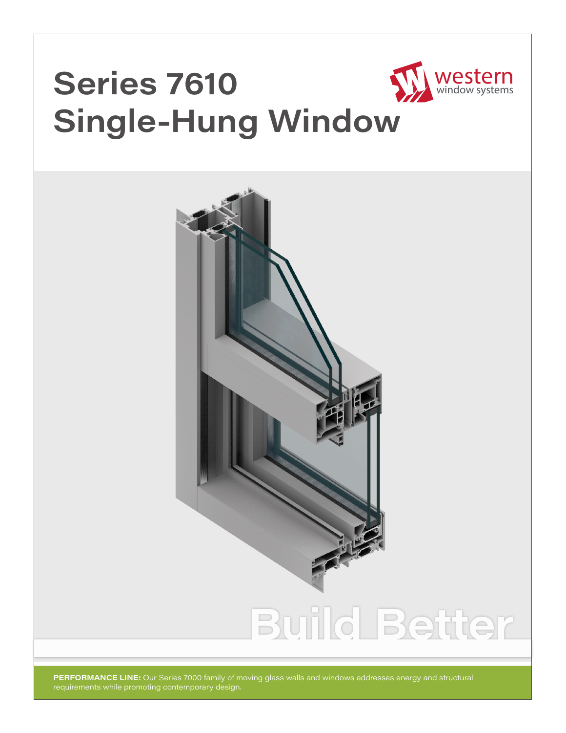# Series 7610 Single-Hung Window

western window systems

Build Better

**PERFORMANCE LINE:** Our Series 7000 family of moving glass walls and windows addresses energy and structural requirements while promoting contemporary design.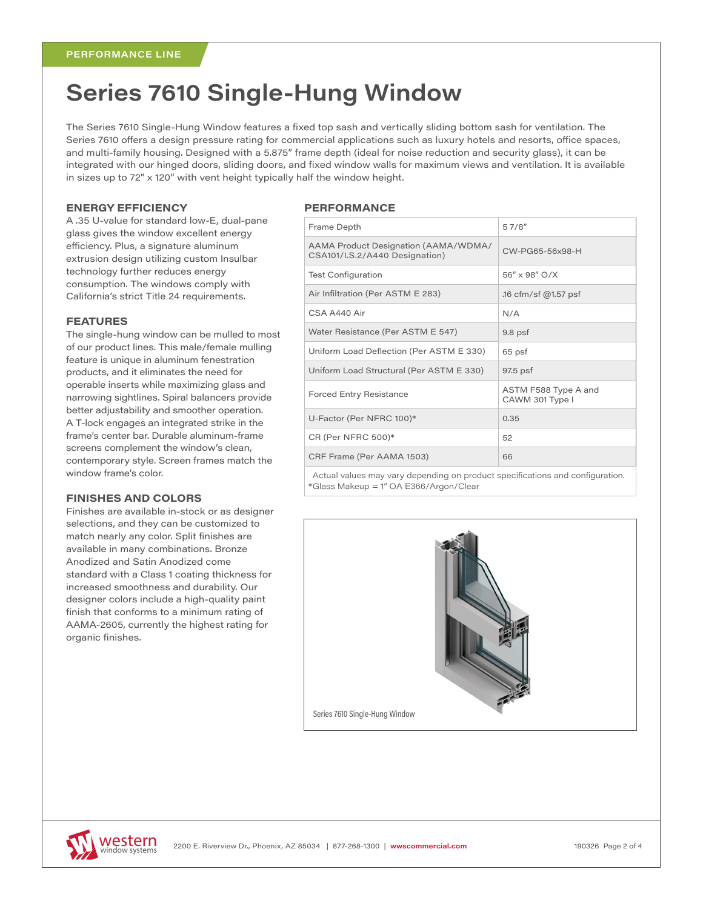PERFORMANCE LINE

# Series 7610 Single-Hung Window

The Series 7610 Single-Hung Window features a fixed top sash and vertically sliding bottom sash for ventilation. The Series 7610 offers a design pressure rating for commercial applications such as luxury hotels and resorts, office spaces, and multi-family housing. Designed with a 5.875" frame depth (ideal for noise reduction and security glass), it can be integrated with our hinged doors, sliding doors, and fixed window walls for maximum views and ventilation. It is available in sizes up to 72" x 120" with vent height typically half the window height.

## ENERGY EFFICIENCY

A .35 U-value for standard low-E, dual-pane glass gives the window excellent energy efficiency. Plus, a signature aluminum extrusion design utilizing custom Insulbar technology further reduces energy consumption. The windows comply with California's strict Title 24 requirements.

## FEATURES

The single-hung window can be mulled to most of our product lines. This male/female mulling feature is unique in aluminum fenestration products, and it eliminates the need for operable inserts while maximizing glass and narrowing sightlines. Spiral balancers provide better adjustability and smoother operation. A T-lock engages an integrated strike in the frame's center bar. Durable aluminum-frame screens complement the window's clean, contemporary style. Screen frames match the window frame's color.

## FINISHES AND COLORS

Finishes are available in-stock or as designer selections, and they can be customized to match nearly any color. Split finishes are available in many combinations. Bronze Anodized and Satin Anodized come standard with a Class 1 coating thickness for increased smoothness and durability. Our designer colors include a high-quality paint finish that conforms to a minimum rating of AAMA-2605, currently the highest rating for organic finishes.

## PERFORMANCE

| | |
|---|---|
| Frame Depth | 5 7/8" |
| AAMA Product Designation (AAMA/WDMA/CSA101/I.S.2/A440 Designation) | CW-PG65-56x98-H |
| Test Configuration | 56" x 98" O/X |
| Air Infiltration (Per ASTM E 283) | .16 cfm/sf @1.57 psf |
| CSA A440 Air | N/A |
| Water Resistance (Per ASTM E 547) | 9.8 psf |
| Uniform Load Deflection (Per ASTM E 330) | 65 psf |
| Uniform Load Structural (Per ASTM E 330) | 97.5 psf |
| Forced Entry Resistance | ASTM F588 Type A and CAWM 301 Type I |
| U-Factor (Per NFRC 100)* | 0.35 |
| CR (Per NFRC 500)* | 52 |
| CRF Frame (Per AAMA 1503) | 66 |

Actual values may vary depending on product specifications and configuration.
*Glass Makeup = 1" OA E366/Argon/Clear

Series 7610 Single-Hung Window

western window systems

2200 E. Riverview Dr., Phoenix, AZ 85034 | 877-268-1300 | wwscommercial.com

190326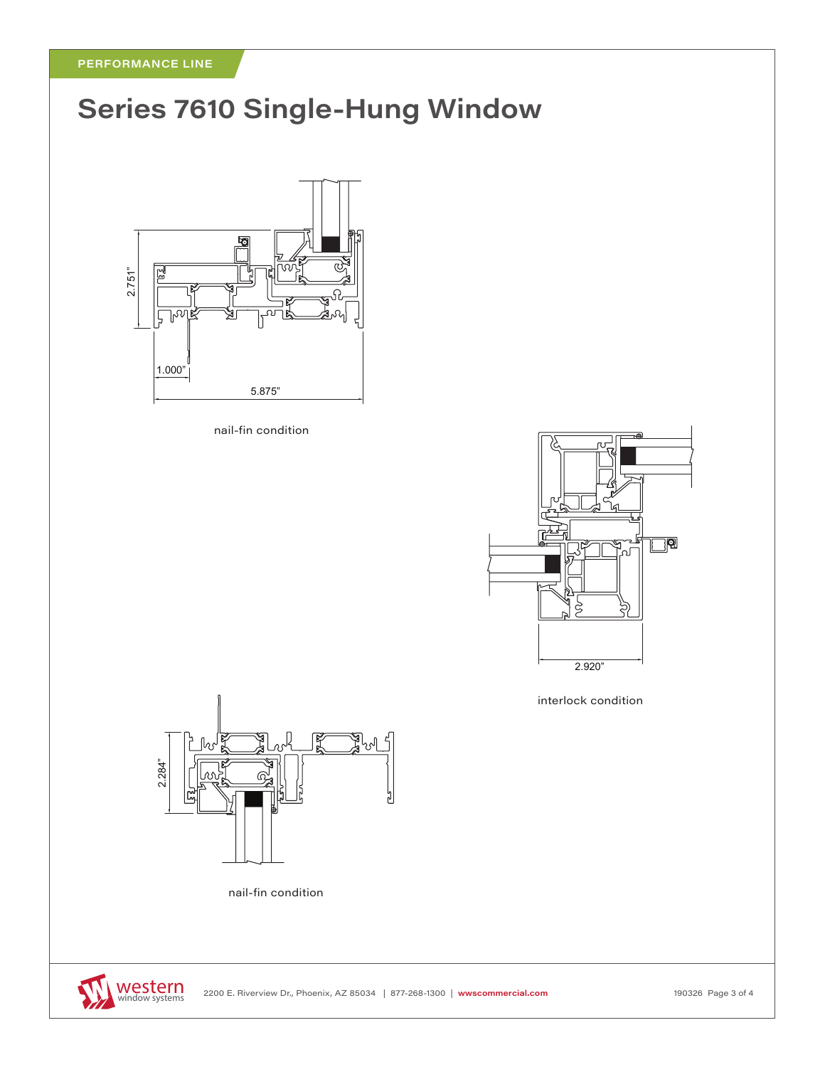PERFORMANCE LINE

# Series 7610 Single-Hung Window

2.751"

1.000"

5.875"

nail-fin condition

2.920"

interlock condition

2.284"

nail-fin condition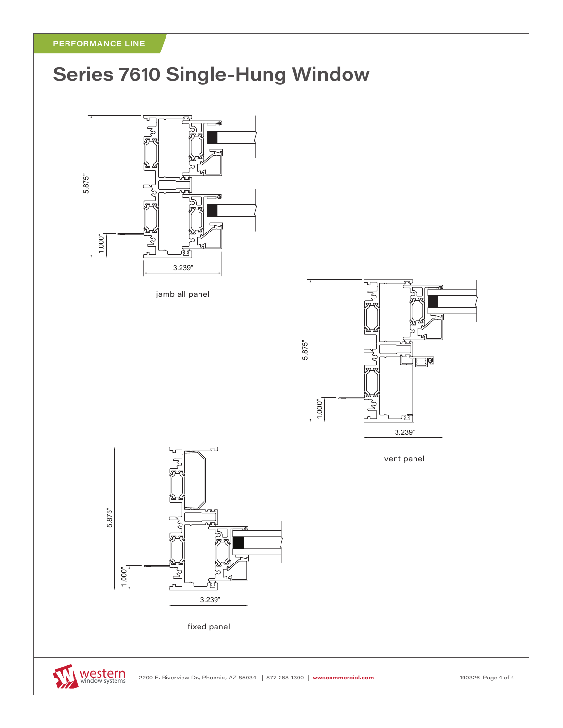PERFORMANCE LINE

# Series 7610 Single-Hung Window

5.875"

1.000"

3.239"

jamb all panel

5.875"

1.000"

3.239"

vent panel

5.875"

1.000"

3.239"

fixed panel

western window systems

2200 E. Riverview Dr., Phoenix, AZ 85034 | 877-268-1300 | **wwscommercial.com**

190326